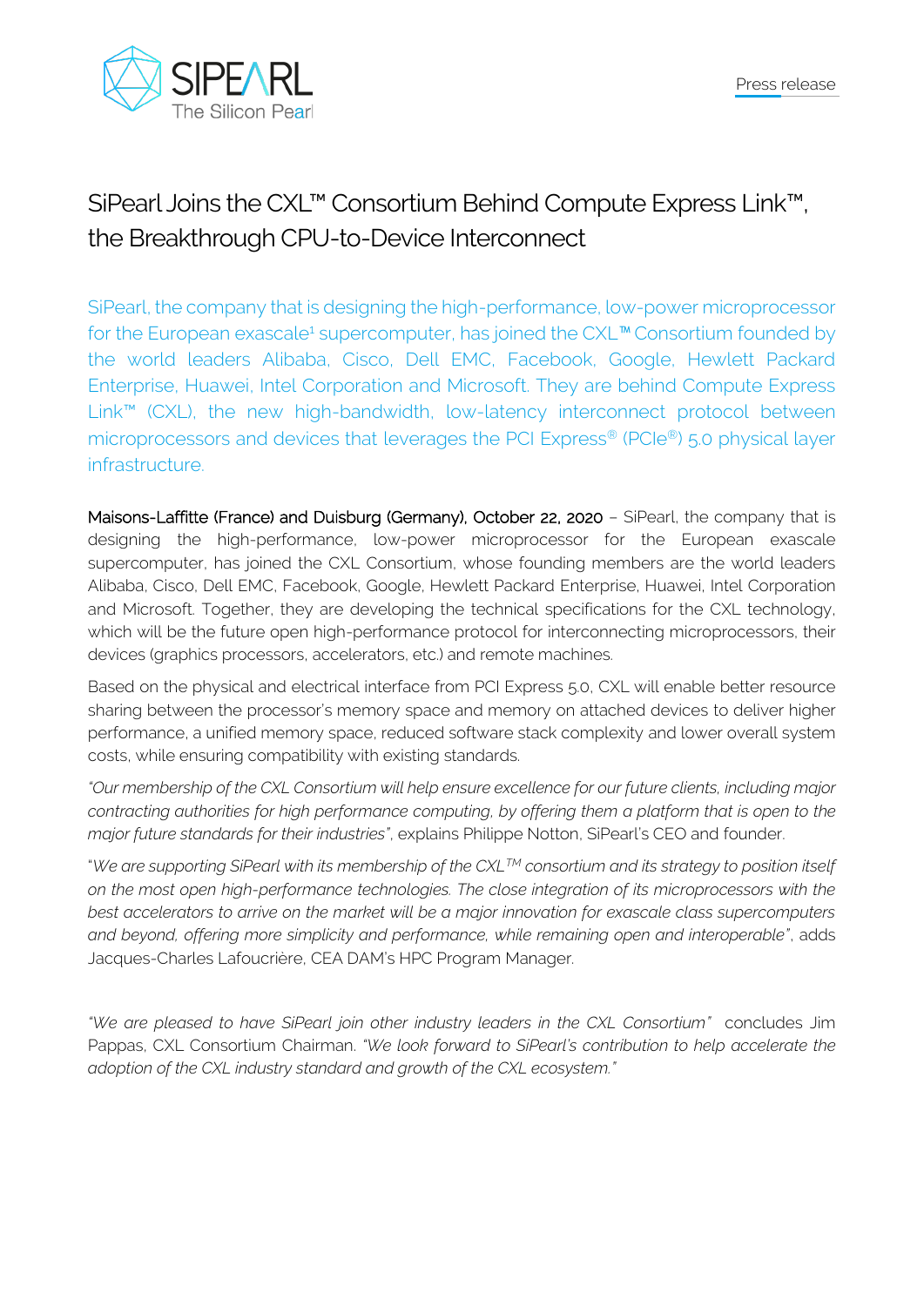Press release

# SiPearl Joins the CXL™ Consortium Behind Compute Express Link™, the Breakthrough CPU-to-Device Interconnect

SiPearl, the company that is designing the high-performance, low-power microprocessor for the European exascale[1] supercomputer, has joined the CXL™ Consortium founded by the world leaders Alibaba, Cisco, Dell EMC, Facebook, Google, Hewlett Packard Enterprise, Huawei, Intel Corporation and Microsoft. They are behind Compute Express Link™ (CXL), the new high-bandwidth, low-latency interconnect protocol between microprocessors and devices that leverages the PCI Express® (PCIe®) 5.0 physical layer infrastructure.

**Maisons-Laffitte (France) and Duisburg (Germany), October 22, 2020** – SiPearl, the company that is designing the high-performance, low-power microprocessor for the European exascale supercomputer, has joined the CXL Consortium, whose founding members are the world leaders Alibaba, Cisco, Dell EMC, Facebook, Google, Hewlett Packard Enterprise, Huawei, Intel Corporation and Microsoft. Together, they are developing the technical specifications for the CXL technology, which will be the future open high-performance protocol for interconnecting microprocessors, their devices (graphics processors, accelerators, etc.) and remote machines.

Based on the physical and electrical interface from PCI Express 5.0, CXL will enable better resource sharing between the processor's memory space and memory on attached devices to deliver higher performance, a unified memory space, reduced software stack complexity and lower overall system costs, while ensuring compatibility with existing standards.

*"Our membership of the CXL Consortium will help ensure excellence for our future clients, including major contracting authorities for high performance computing, by offering them a platform that is open to the major future standards for their industries"*, explains Philippe Notton, SiPearl's CEO and founder.

"*We are supporting SiPearl with its membership of the CXL™ consortium and its strategy to position itself on the most open high-performance technologies. The close integration of its microprocessors with the best accelerators to arrive on the market will be a major innovation for exascale class supercomputers and beyond, offering more simplicity and performance, while remaining open and interoperable"*, adds Jacques-Charles Lafoucrière, CEA DAM's HPC Program Manager.

*"We are pleased to have SiPearl join other industry leaders in the CXL Consortium"* concludes Jim Pappas, CXL Consortium Chairman. *"We look forward to SiPearl's contribution to help accelerate the adoption of the CXL industry standard and growth of the CXL ecosystem."*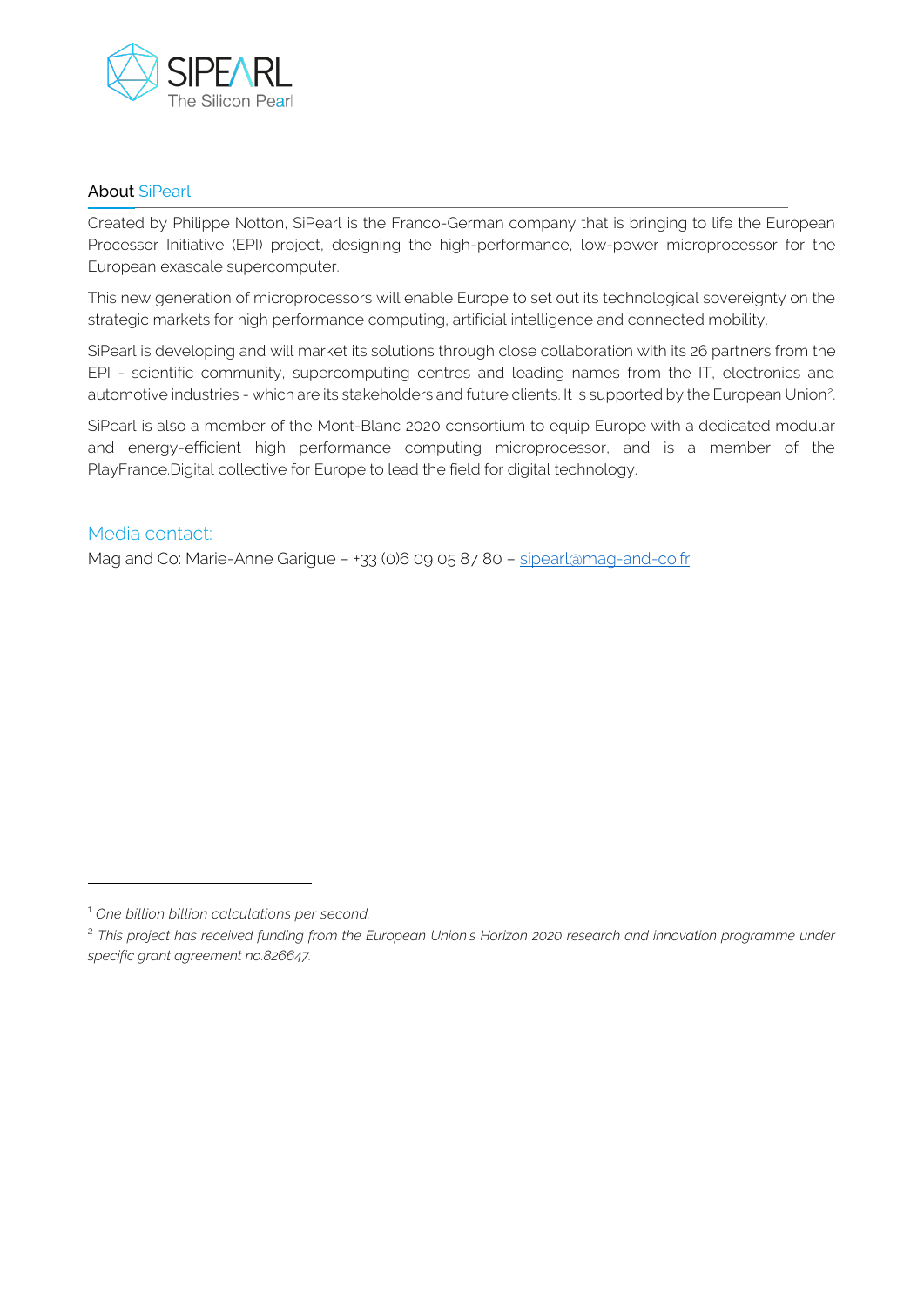## About SiPearl

Created by Philippe Notton, SiPearl is the Franco-German company that is bringing to life the European Processor Initiative (EPI) project, designing the high-performance, low-power microprocessor for the European exascale supercomputer.

This new generation of microprocessors will enable Europe to set out its technological sovereignty on the strategic markets for high performance computing, artificial intelligence and connected mobility.

SiPearl is developing and will market its solutions through close collaboration with its 26 partners from the EPI - scientific community, supercomputing centres and leading names from the IT, electronics and automotive industries - which are its stakeholders and future clients. It is supported by the European Union[2].

SiPearl is also a member of the Mont-Blanc 2020 consortium to equip Europe with a dedicated modular and energy-efficient high performance computing microprocessor, and is a member of the PlayFrance.Digital collective for Europe to lead the field for digital technology.

### Media contact:

Mag and Co: Marie-Anne Garigue – +33 (0)6 09 05 87 80 – sipearl@mag-and-co.fr

---

[1] *One billion billion calculations per second.*

[2] *This project has received funding from the European Union's Horizon 2020 research and innovation programme under specific grant agreement no.826647.*